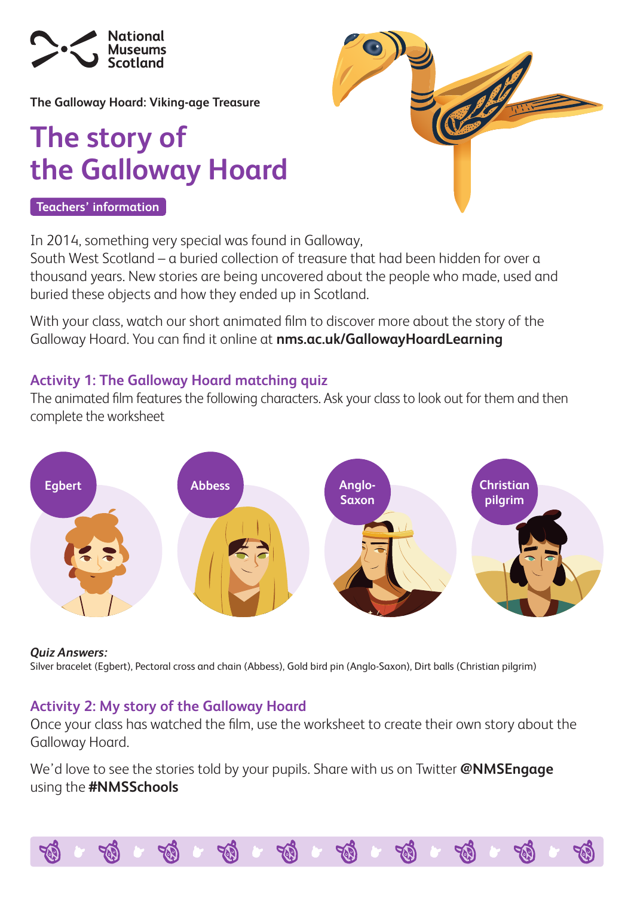National Museums Scotland

The Galloway Hoard: Viking-age Treasure

# The story of the Galloway Hoard

**Teachers' information**

In 2014, something very special was found in Galloway, South West Scotland – a buried collection of treasure that had been hidden for over a thousand years. New stories are being uncovered about the people who made, used and buried these objects and how they ended up in Scotland.

With your class, watch our short animated film to discover more about the story of the Galloway Hoard. You can find it online at **nms.ac.uk/GallowayHoardLearning**

## Activity 1: The Galloway Hoard matching quiz

The animated film features the following characters. Ask your class to look out for them and then complete the worksheet

Egbert

Abbess

Anglo-Saxon

Christian pilgrim

***Quiz Answers:***
Silver bracelet (Egbert), Pectoral cross and chain (Abbess), Gold bird pin (Anglo-Saxon), Dirt balls (Christian pilgrim)

## Activity 2: My story of the Galloway Hoard

Once your class has watched the film, use the worksheet to create their own story about the Galloway Hoard.

We'd love to see the stories told by your pupils. Share with us on Twitter **@NMSEngage** using the **#NMSSchools**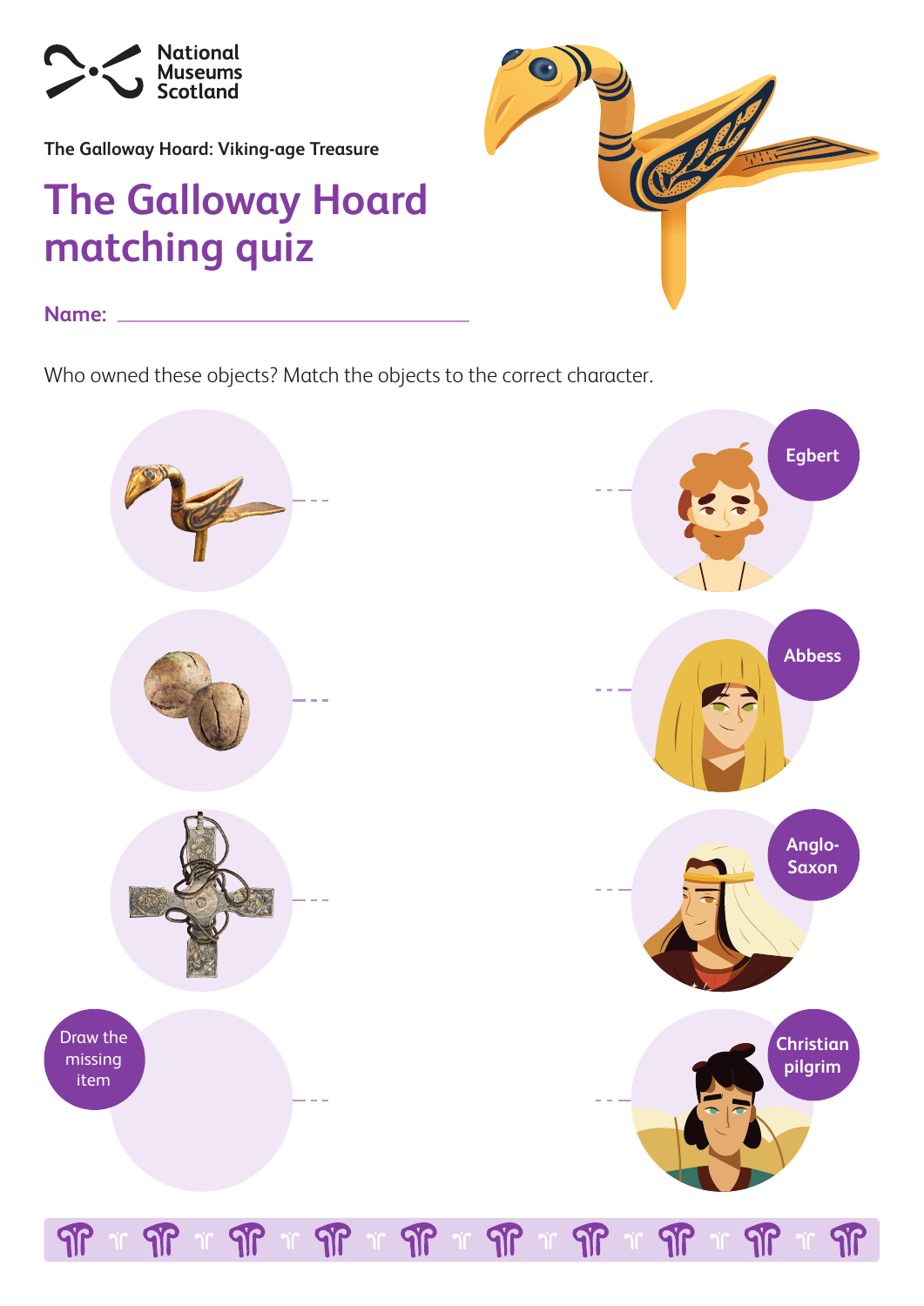National Museums Scotland

The Galloway Hoard: Viking-age Treasure

# The Galloway Hoard matching quiz

**Name:** ______________________________

Who owned these objects? Match the objects to the correct character.

Draw the missing item

Egbert

Abbess

Anglo-Saxon

Christian pilgrim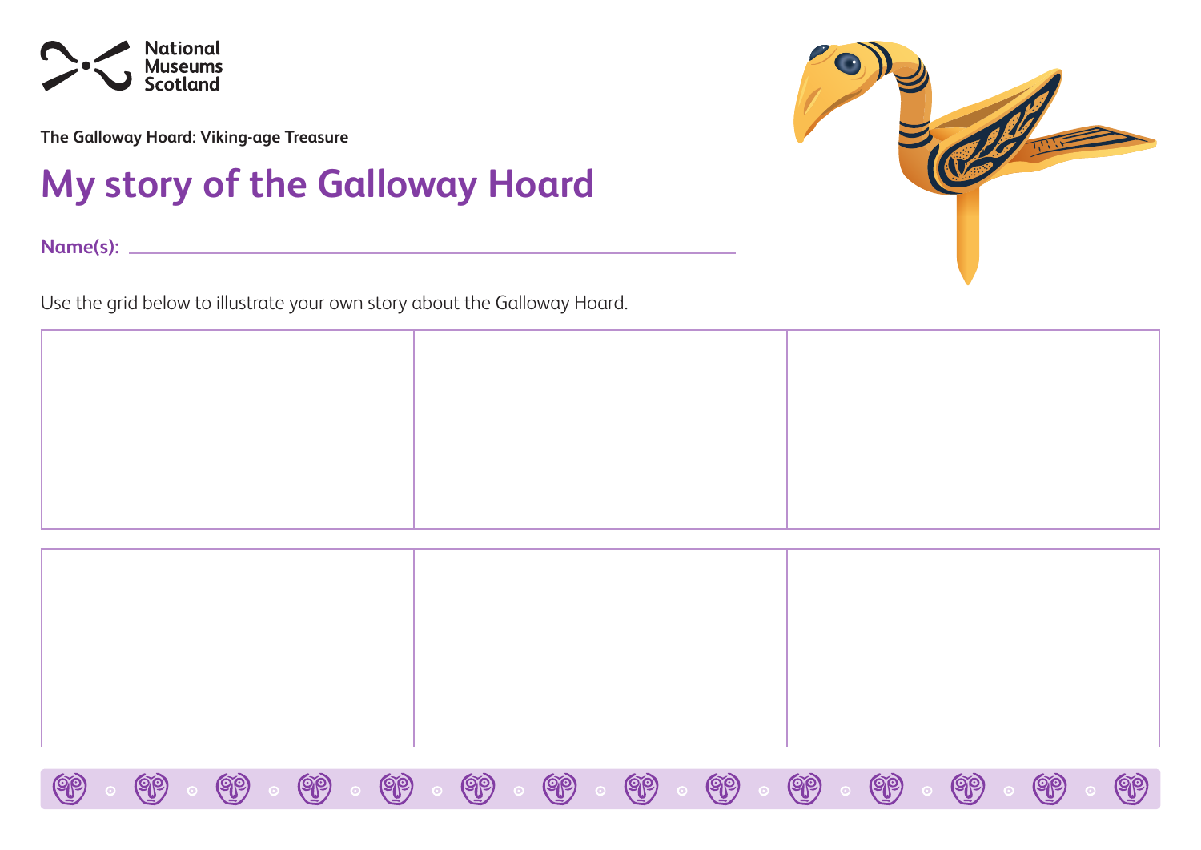National Museums Scotland

**The Galloway Hoard: Viking-age Treasure**

# My story of the Galloway Hoard

**Name(s):** ______________________________

Use the grid below to illustrate your own story about the Galloway Hoard.

| | | |
|---|---|---|
| | | |
| | | |